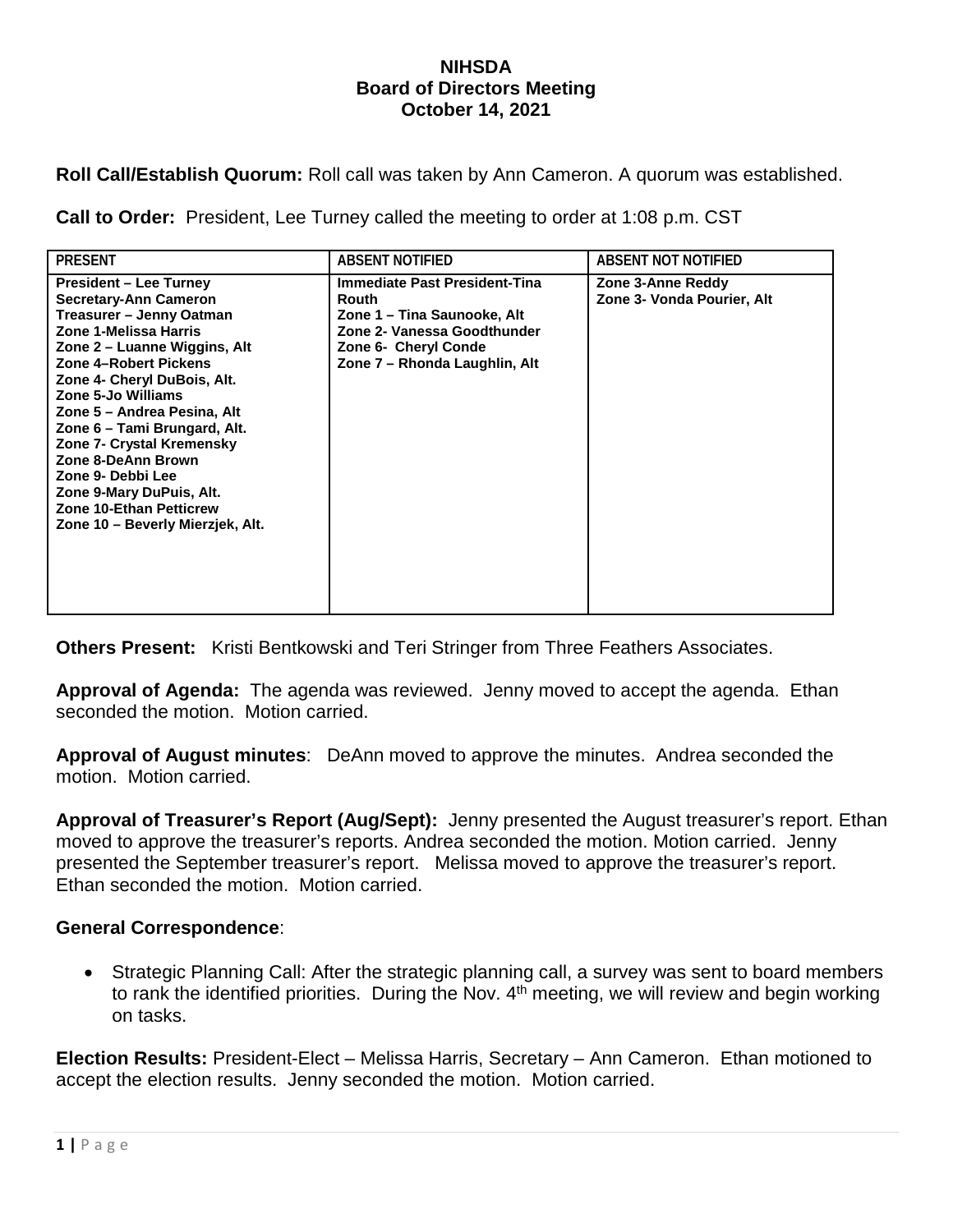# NIHSDA
## Board of Directors Meeting
### October 14, 2021

**Roll Call/Establish Quorum:** Roll call was taken by Ann Cameron. A quorum was established.

**Call to Order:** President, Lee Turney called the meeting to order at 1:08 p.m. CST

| PRESENT | ABSENT NOTIFIED | ABSENT NOT NOTIFIED |
|---|---|---|
| **President – Lee Turney**<br>**Secretary-Ann Cameron**<br>**Treasurer – Jenny Oatman**<br>**Zone 1-Melissa Harris**<br>**Zone 2 – Luanne Wiggins, Alt**<br>**Zone 4–Robert Pickens**<br>**Zone 4- Cheryl DuBois, Alt.**<br>**Zone 5-Jo Williams**<br>**Zone 5 – Andrea Pesina, Alt**<br>**Zone 6 – Tami Brungard, Alt.**<br>**Zone 7- Crystal Kremensky**<br>**Zone 8-DeAnn Brown**<br>**Zone 9- Debbi Lee**<br>**Zone 9-Mary DuPuis, Alt.**<br>**Zone 10-Ethan Petticrew**<br>**Zone 10 – Beverly Mierzjek, Alt.** | **Immediate Past President-Tina Routh**<br>**Zone 1 – Tina Saunooke, Alt**<br>**Zone 2- Vanessa Goodthunder**<br>**Zone 6- Cheryl Conde**<br>**Zone 7 – Rhonda Laughlin, Alt** | **Zone 3-Anne Reddy**<br>**Zone 3- Vonda Pourier, Alt** |

**Others Present:** Kristi Bentkowski and Teri Stringer from Three Feathers Associates.

**Approval of Agenda:** The agenda was reviewed. Jenny moved to accept the agenda. Ethan seconded the motion. Motion carried.

**Approval of August minutes**: DeAnn moved to approve the minutes. Andrea seconded the motion. Motion carried.

**Approval of Treasurer's Report (Aug/Sept):** Jenny presented the August treasurer's report. Ethan moved to approve the treasurer's reports. Andrea seconded the motion. Motion carried. Jenny presented the September treasurer's report. Melissa moved to approve the treasurer's report. Ethan seconded the motion. Motion carried.

**General Correspondence**:

- Strategic Planning Call: After the strategic planning call, a survey was sent to board members to rank the identified priorities. During the Nov. 4th meeting, we will review and begin working on tasks.

**Election Results:** President-Elect – Melissa Harris, Secretary – Ann Cameron. Ethan motioned to accept the election results. Jenny seconded the motion. Motion carried.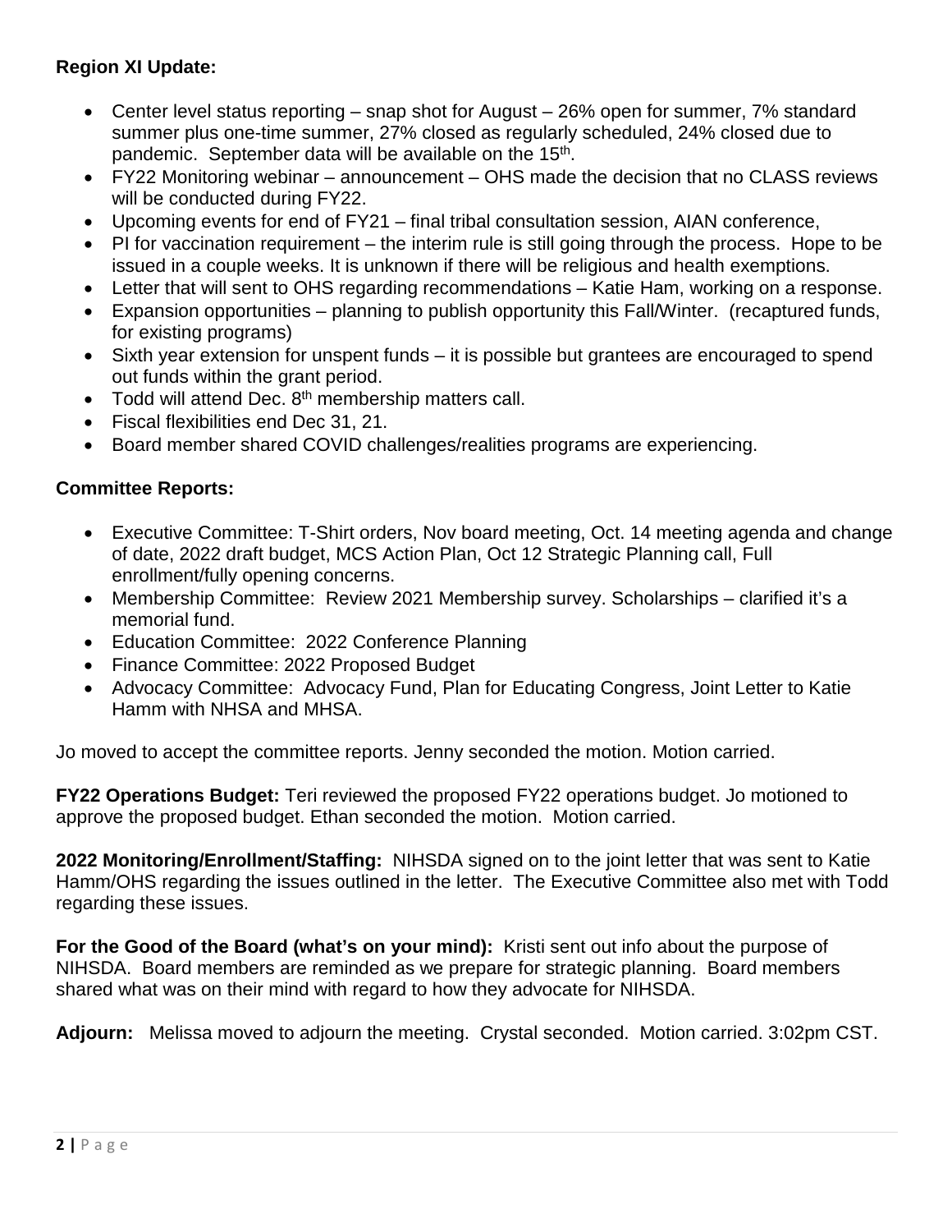**Region XI Update:**

- Center level status reporting – snap shot for August – 26% open for summer, 7% standard summer plus one-time summer, 27% closed as regularly scheduled, 24% closed due to pandemic. September data will be available on the 15th.
- FY22 Monitoring webinar – announcement – OHS made the decision that no CLASS reviews will be conducted during FY22.
- Upcoming events for end of FY21 – final tribal consultation session, AIAN conference,
- PI for vaccination requirement – the interim rule is still going through the process. Hope to be issued in a couple weeks. It is unknown if there will be religious and health exemptions.
- Letter that will sent to OHS regarding recommendations – Katie Ham, working on a response.
- Expansion opportunities – planning to publish opportunity this Fall/Winter. (recaptured funds, for existing programs)
- Sixth year extension for unspent funds – it is possible but grantees are encouraged to spend out funds within the grant period.
- Todd will attend Dec. 8th membership matters call.
- Fiscal flexibilities end Dec 31, 21.
- Board member shared COVID challenges/realities programs are experiencing.

**Committee Reports:**

- Executive Committee: T-Shirt orders, Nov board meeting, Oct. 14 meeting agenda and change of date, 2022 draft budget, MCS Action Plan, Oct 12 Strategic Planning call, Full enrollment/fully opening concerns.
- Membership Committee: Review 2021 Membership survey. Scholarships – clarified it's a memorial fund.
- Education Committee: 2022 Conference Planning
- Finance Committee: 2022 Proposed Budget
- Advocacy Committee: Advocacy Fund, Plan for Educating Congress, Joint Letter to Katie Hamm with NHSA and MHSA.

Jo moved to accept the committee reports. Jenny seconded the motion. Motion carried.

**FY22 Operations Budget:** Teri reviewed the proposed FY22 operations budget. Jo motioned to approve the proposed budget. Ethan seconded the motion. Motion carried.

**2022 Monitoring/Enrollment/Staffing:** NIHSDA signed on to the joint letter that was sent to Katie Hamm/OHS regarding the issues outlined in the letter. The Executive Committee also met with Todd regarding these issues.

**For the Good of the Board (what's on your mind):** Kristi sent out info about the purpose of NIHSDA. Board members are reminded as we prepare for strategic planning. Board members shared what was on their mind with regard to how they advocate for NIHSDA.

**Adjourn:** Melissa moved to adjourn the meeting. Crystal seconded. Motion carried. 3:02pm CST.